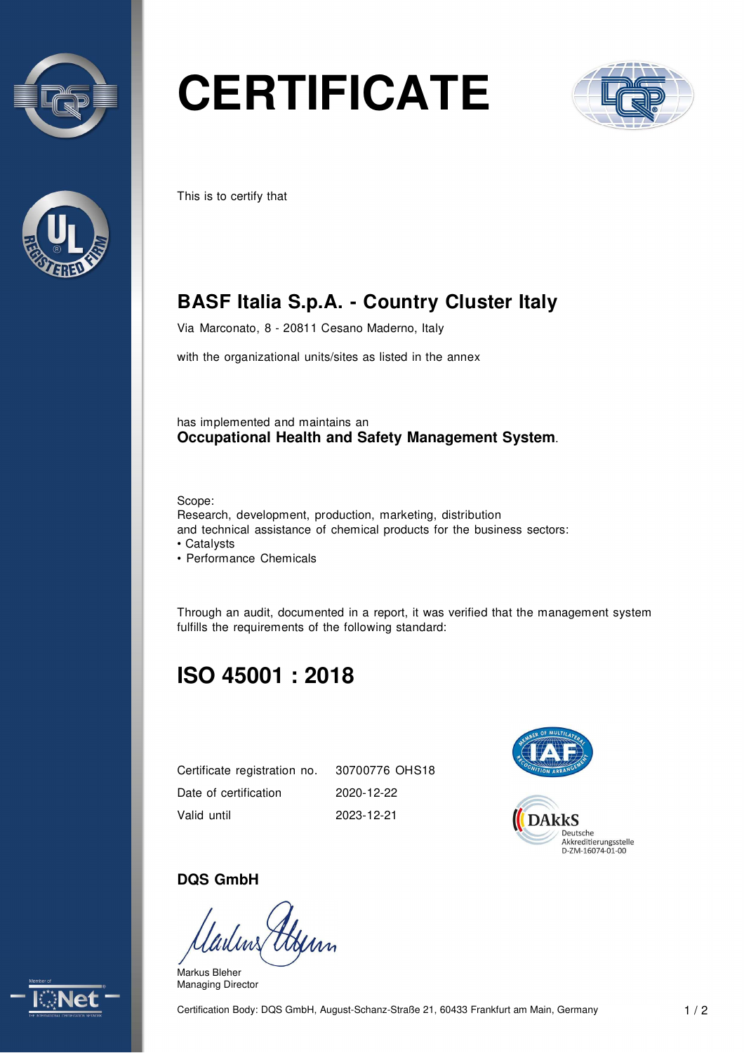# CERTIFICATE

This is to certify that

## BASF Italia S.p.A. - Country Cluster Italy

Via Marconato, 8 - 20811 Cesano Maderno, Italy

with the organizational units/sites as listed in the annex

has implemented and maintains an
**Occupational Health and Safety Management System**.

Scope:
Research, development, production, marketing, distribution
and technical assistance of chemical products for the business sectors:
- Catalysts
- Performance Chemicals

Through an audit, documented in a report, it was verified that the management system fulfills the requirements of the following standard:

## ISO 45001 : 2018

| | |
|---|---|
| Certificate registration no. | 30700776 OHS18 |
| Date of certification | 2020-12-22 |
| Valid until | 2023-12-21 |

DAkkS
Deutsche
Akkreditierungsstelle
D-ZM-16074-01-00

**DQS GmbH**

Markus Bleher
Managing Director

Certification Body: DQS GmbH, August-Schanz-Straße 21, 60433 Frankfurt am Main, Germany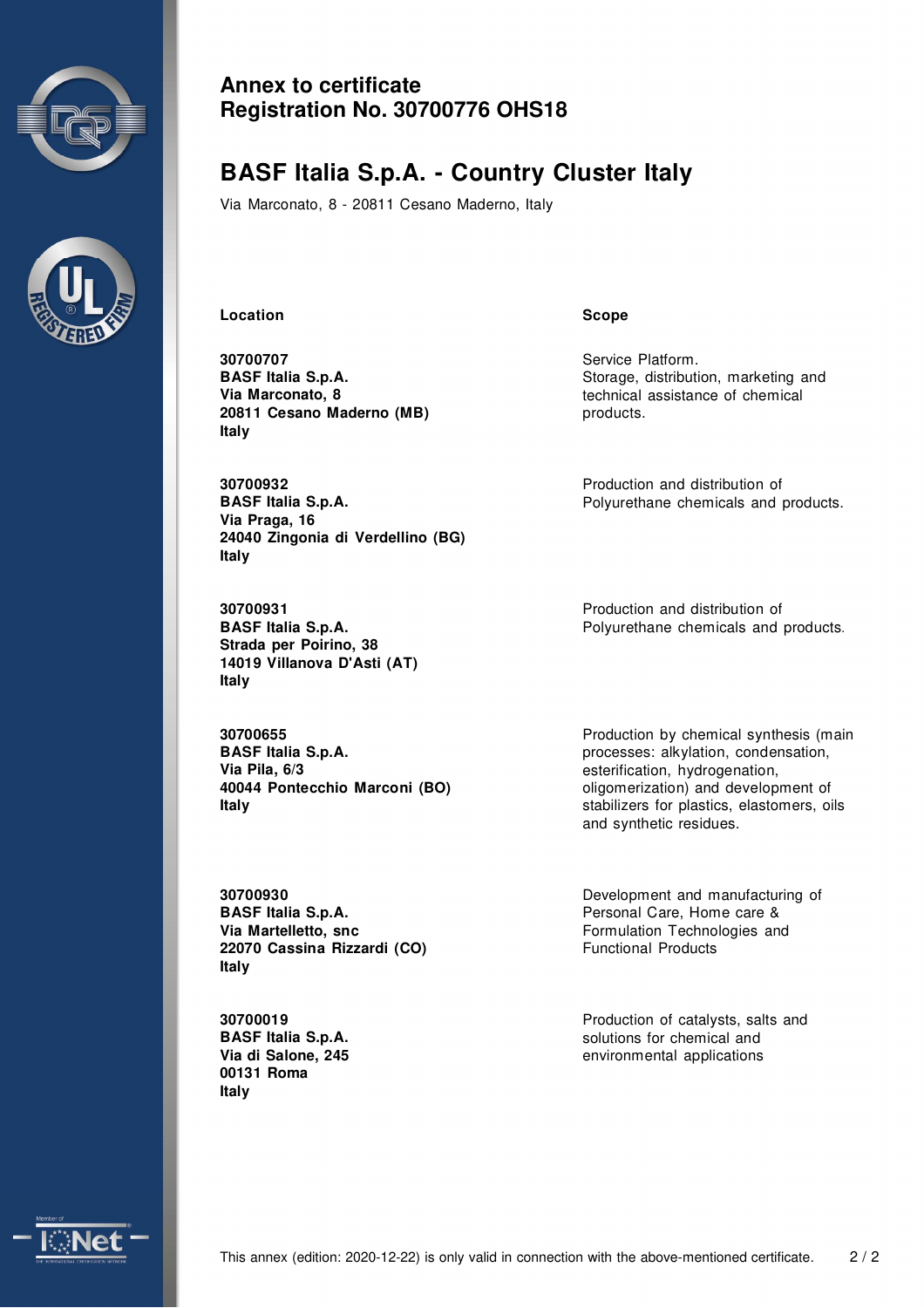**Annex to certificate**
**Registration No. 30700776 OHS18**

# BASF Italia S.p.A. - Country Cluster Italy

Via Marconato, 8 - 20811 Cesano Maderno, Italy

| Location | Scope |
|---|---|
| **30700707**<br>**BASF Italia S.p.A.**<br>**Via Marconato, 8**<br>**20811 Cesano Maderno (MB)**<br>**Italy** | Service Platform.<br>Storage, distribution, marketing and technical assistance of chemical products. |
| **30700932**<br>**BASF Italia S.p.A.**<br>**Via Praga, 16**<br>**24040 Zingonia di Verdellino (BG)**<br>**Italy** | Production and distribution of Polyurethane chemicals and products. |
| **30700931**<br>**BASF Italia S.p.A.**<br>**Strada per Poirino, 38**<br>**14019 Villanova D'Asti (AT)**<br>**Italy** | Production and distribution of Polyurethane chemicals and products. |
| **30700655**<br>**BASF Italia S.p.A.**<br>**Via Pila, 6/3**<br>**40044 Pontecchio Marconi (BO)**<br>**Italy** | Production by chemical synthesis (main processes: alkylation, condensation, esterification, hydrogenation, oligomerization) and development of stabilizers for plastics, elastomers, oils and synthetic residues. |
| **30700930**<br>**BASF Italia S.p.A.**<br>**Via Martelletto, snc**<br>**22070 Cassina Rizzardi (CO)**<br>**Italy** | Development and manufacturing of Personal Care, Home care & Formulation Technologies and Functional Products |
| **30700019**<br>**BASF Italia S.p.A.**<br>**Via di Salone, 245**<br>**00131 Roma**<br>**Italy** | Production of catalysts, salts and solutions for chemical and environmental applications |

This annex (edition: 2020-12-22) is only valid in connection with the above-mentioned certificate.